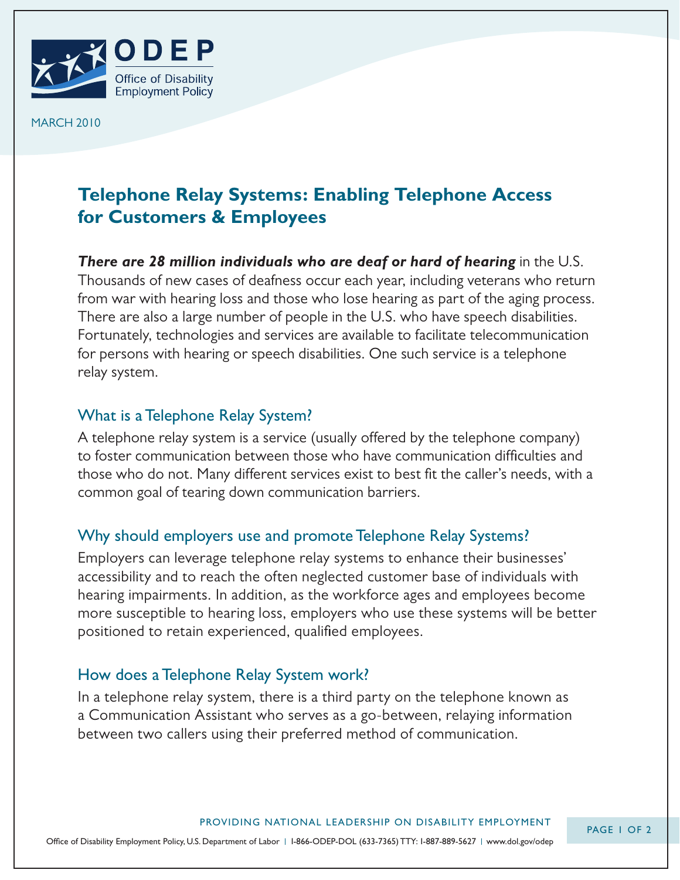ODEP

Office of Disability Employment Policy

MARCH 2010

# Telephone Relay Systems: Enabling Telephone Access for Customers & Employees

***There are 28 million individuals who are deaf or hard of hearing*** in the U.S. Thousands of new cases of deafness occur each year, including veterans who return from war with hearing loss and those who lose hearing as part of the aging process. There are also a large number of people in the U.S. who have speech disabilities. Fortunately, technologies and services are available to facilitate telecommunication for persons with hearing or speech disabilities. One such service is a telephone relay system.

## What is a Telephone Relay System?

A telephone relay system is a service (usually offered by the telephone company) to foster communication between those who have communication difficulties and those who do not. Many different services exist to best fit the caller's needs, with a common goal of tearing down communication barriers.

## Why should employers use and promote Telephone Relay Systems?

Employers can leverage telephone relay systems to enhance their businesses' accessibility and to reach the often neglected customer base of individuals with hearing impairments. In addition, as the workforce ages and employees become more susceptible to hearing loss, employers who use these systems will be better positioned to retain experienced, qualified employees.

## How does a Telephone Relay System work?

In a telephone relay system, there is a third party on the telephone known as a Communication Assistant who serves as a go-between, relaying information between two callers using their preferred method of communication.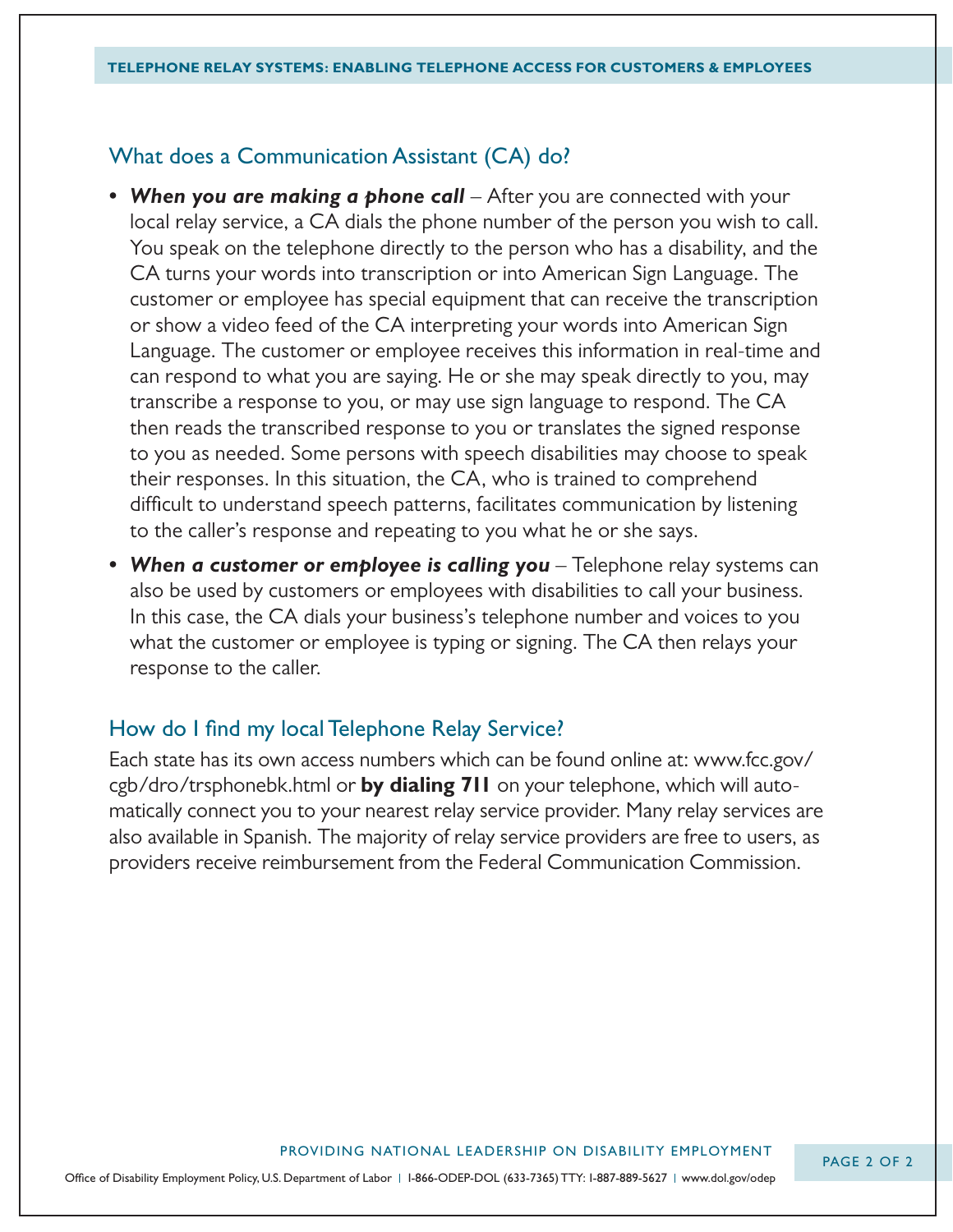## What does a Communication Assistant (CA) do?

- ***When you are making a phone call*** – After you are connected with your local relay service, a CA dials the phone number of the person you wish to call. You speak on the telephone directly to the person who has a disability, and the CA turns your words into transcription or into American Sign Language. The customer or employee has special equipment that can receive the transcription or show a video feed of the CA interpreting your words into American Sign Language. The customer or employee receives this information in real-time and can respond to what you are saying. He or she may speak directly to you, may transcribe a response to you, or may use sign language to respond. The CA then reads the transcribed response to you or translates the signed response to you as needed. Some persons with speech disabilities may choose to speak their responses. In this situation, the CA, who is trained to comprehend difficult to understand speech patterns, facilitates communication by listening to the caller's response and repeating to you what he or she says.
- ***When a customer or employee is calling you*** – Telephone relay systems can also be used by customers or employees with disabilities to call your business. In this case, the CA dials your business's telephone number and voices to you what the customer or employee is typing or signing. The CA then relays your response to the caller.

## How do I find my local Telephone Relay Service?

Each state has its own access numbers which can be found online at: www.fcc.gov/cgb/dro/trsphonebk.html or **by dialing 711** on your telephone, which will automatically connect you to your nearest relay service provider. Many relay services are also available in Spanish. The majority of relay service providers are free to users, as providers receive reimbursement from the Federal Communication Commission.

PROVIDING NATIONAL LEADERSHIP ON DISABILITY EMPLOYMENT

Office of Disability Employment Policy, U.S. Department of Labor | 1-866-ODEP-DOL (633-7365) TTY: 1-887-889-5627 | www.dol.gov/odep